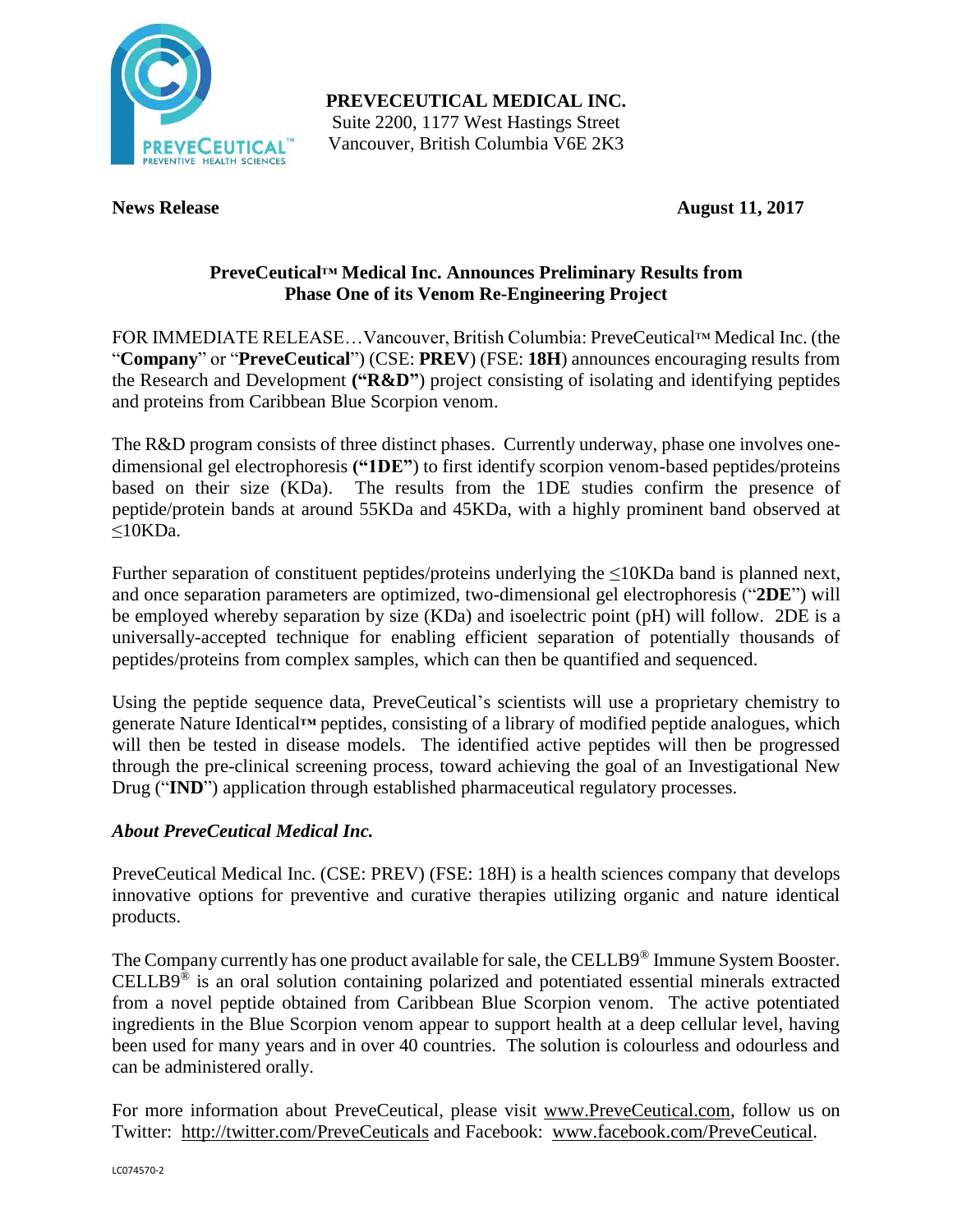**PREVECEUTICAL MEDICAL INC.**
Suite 2200, 1177 West Hastings Street
Vancouver, British Columbia V6E 2K3

**News Release** **August 11, 2017**

## PreveCeutical™ Medical Inc. Announces Preliminary Results from Phase One of its Venom Re-Engineering Project

FOR IMMEDIATE RELEASE…Vancouver, British Columbia: PreveCeutical™ Medical Inc. (the "**Company**" or "**PreveCeutical**") (CSE: **PREV**) (FSE: **18H**) announces encouraging results from the Research and Development **("R&D")** project consisting of isolating and identifying peptides and proteins from Caribbean Blue Scorpion venom.

The R&D program consists of three distinct phases. Currently underway, phase one involves one-dimensional gel electrophoresis **("1DE")** to first identify scorpion venom-based peptides/proteins based on their size (KDa). The results from the 1DE studies confirm the presence of peptide/protein bands at around 55KDa and 45KDa, with a highly prominent band observed at ≤10KDa.

Further separation of constituent peptides/proteins underlying the ≤10KDa band is planned next, and once separation parameters are optimized, two-dimensional gel electrophoresis ("**2DE**") will be employed whereby separation by size (KDa) and isoelectric point (pH) will follow. 2DE is a universally-accepted technique for enabling efficient separation of potentially thousands of peptides/proteins from complex samples, which can then be quantified and sequenced.

Using the peptide sequence data, PreveCeutical's scientists will use a proprietary chemistry to generate Nature Identical™ peptides, consisting of a library of modified peptide analogues, which will then be tested in disease models. The identified active peptides will then be progressed through the pre-clinical screening process, toward achieving the goal of an Investigational New Drug ("**IND**") application through established pharmaceutical regulatory processes.

### *About PreveCeutical Medical Inc.*

PreveCeutical Medical Inc. (CSE: PREV) (FSE: 18H) is a health sciences company that develops innovative options for preventive and curative therapies utilizing organic and nature identical products.

The Company currently has one product available for sale, the CELLB9® Immune System Booster. CELLB9® is an oral solution containing polarized and potentiated essential minerals extracted from a novel peptide obtained from Caribbean Blue Scorpion venom. The active potentiated ingredients in the Blue Scorpion venom appear to support health at a deep cellular level, having been used for many years and in over 40 countries. The solution is colourless and odourless and can be administered orally.

For more information about PreveCeutical, please visit www.PreveCeutical.com, follow us on Twitter: http://twitter.com/PreveCeuticals and Facebook: www.facebook.com/PreveCeutical.

LC074570-2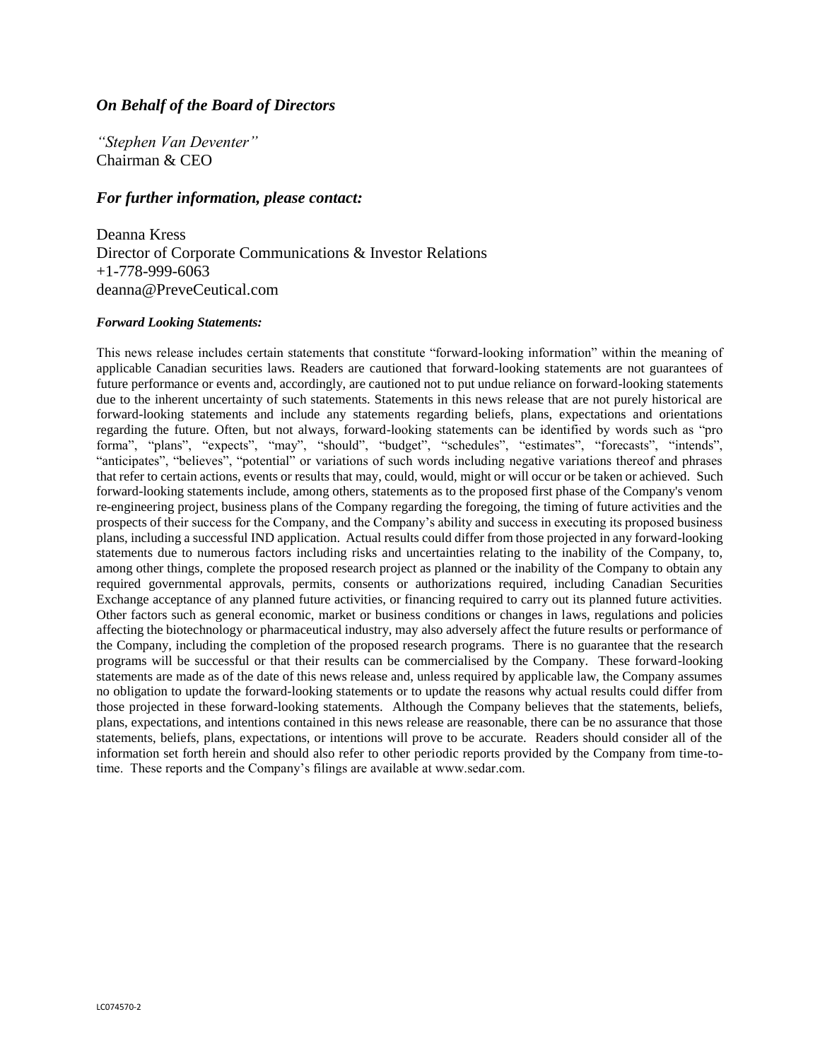***On Behalf of the Board of Directors***

*"Stephen Van Deventer"*
Chairman & CEO

***For further information, please contact:***

Deanna Kress
Director of Corporate Communications & Investor Relations
+1-778-999-6063
deanna@PreveCeutical.com

***Forward Looking Statements:***

This news release includes certain statements that constitute "forward-looking information" within the meaning of applicable Canadian securities laws. Readers are cautioned that forward-looking statements are not guarantees of future performance or events and, accordingly, are cautioned not to put undue reliance on forward-looking statements due to the inherent uncertainty of such statements. Statements in this news release that are not purely historical are forward-looking statements and include any statements regarding beliefs, plans, expectations and orientations regarding the future. Often, but not always, forward-looking statements can be identified by words such as "pro forma", "plans", "expects", "may", "should", "budget", "schedules", "estimates", "forecasts", "intends", "anticipates", "believes", "potential" or variations of such words including negative variations thereof and phrases that refer to certain actions, events or results that may, could, would, might or will occur or be taken or achieved. Such forward-looking statements include, among others, statements as to the proposed first phase of the Company's venom re-engineering project, business plans of the Company regarding the foregoing, the timing of future activities and the prospects of their success for the Company, and the Company's ability and success in executing its proposed business plans, including a successful IND application. Actual results could differ from those projected in any forward-looking statements due to numerous factors including risks and uncertainties relating to the inability of the Company, to, among other things, complete the proposed research project as planned or the inability of the Company to obtain any required governmental approvals, permits, consents or authorizations required, including Canadian Securities Exchange acceptance of any planned future activities, or financing required to carry out its planned future activities. Other factors such as general economic, market or business conditions or changes in laws, regulations and policies affecting the biotechnology or pharmaceutical industry, may also adversely affect the future results or performance of the Company, including the completion of the proposed research programs. There is no guarantee that the research programs will be successful or that their results can be commercialised by the Company. These forward-looking statements are made as of the date of this news release and, unless required by applicable law, the Company assumes no obligation to update the forward-looking statements or to update the reasons why actual results could differ from those projected in these forward-looking statements. Although the Company believes that the statements, beliefs, plans, expectations, and intentions contained in this news release are reasonable, there can be no assurance that those statements, beliefs, plans, expectations, or intentions will prove to be accurate. Readers should consider all of the information set forth herein and should also refer to other periodic reports provided by the Company from time-to-time. These reports and the Company's filings are available at www.sedar.com.